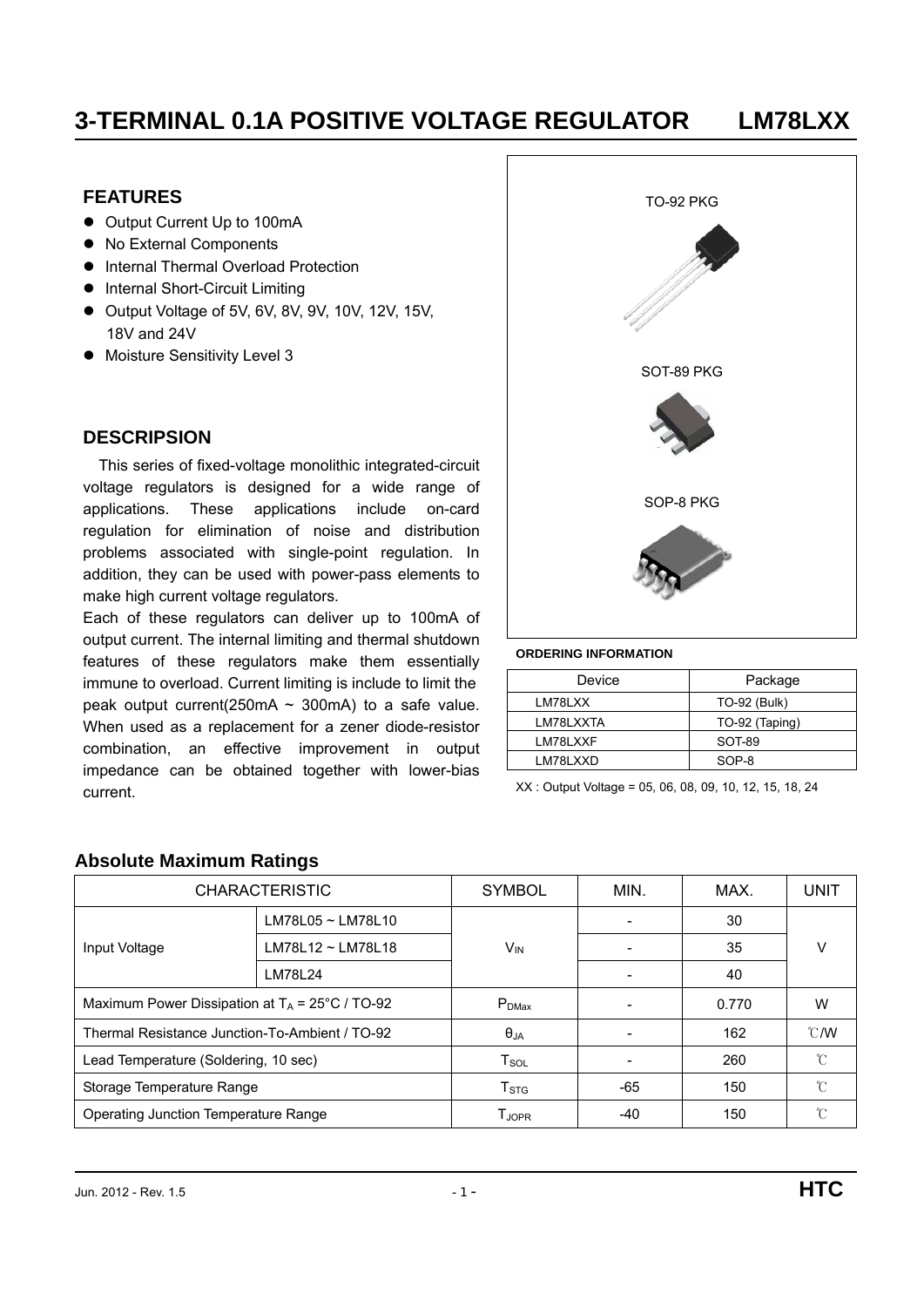# 3-TERMINAL 0.1A POSITIVE VOLTAGE REGULATOR LM78LXX

## FEATURES

- Output Current Up to 100mA
- No External Components
- Internal Thermal Overload Protection
- Internal Short-Circuit Limiting
- Output Voltage of 5V, 6V, 8V, 9V, 10V, 12V, 15V, 18V and 24V
- Moisture Sensitivity Level 3

TO-92 PKG

SOT-89 PKG

SOP-8 PKG

## DESCRIPSION

This series of fixed-voltage monolithic integrated-circuit voltage regulators is designed for a wide range of applications. These applications include on-card regulation for elimination of noise and distribution problems associated with single-point regulation. In addition, they can be used with power-pass elements to make high current voltage regulators.

Each of these regulators can deliver up to 100mA of output current. The internal limiting and thermal shutdown features of these regulators make them essentially immune to overload. Current limiting is include to limit the peak output current(250mA ~ 300mA) to a safe value. When used as a replacement for a zener diode-resistor combination, an effective improvement in output impedance can be obtained together with lower-bias current.

**ORDERING INFORMATION**

| Device | Package |
|---|---|
| LM78LXX | TO-92 (Bulk) |
| LM78LXXTA | TO-92 (Taping) |
| LM78LXXF | SOT-89 |
| LM78LXXD | SOP-8 |

XX : Output Voltage = 05, 06, 08, 09, 10, 12, 15, 18, 24

### Absolute Maximum Ratings

| CHARACTERISTIC | | SYMBOL | MIN. | MAX. | UNIT |
|---|---|---|---|---|---|
| Input Voltage | LM78L05 ~ LM78L10 | $V_{IN}$ | - | 30 | V |
| | LM78L12 ~ LM78L18 | | - | 35 | |
| | LM78L24 | | - | 40 | |
| Maximum Power Dissipation at $T_A$ = 25°C / TO-92 | | $P_{DMax}$ | - | 0.770 | W |
| Thermal Resistance Junction-To-Ambient / TO-92 | | $\theta_{JA}$ | - | 162 | ℃/W |
| Lead Temperature (Soldering, 10 sec) | | $T_{SOL}$ | - | 260 | ℃ |
| Storage Temperature Range | | $T_{STG}$ | -65 | 150 | ℃ |
| Operating Junction Temperature Range | | $T_{JOPR}$ | -40 | 150 | ℃ |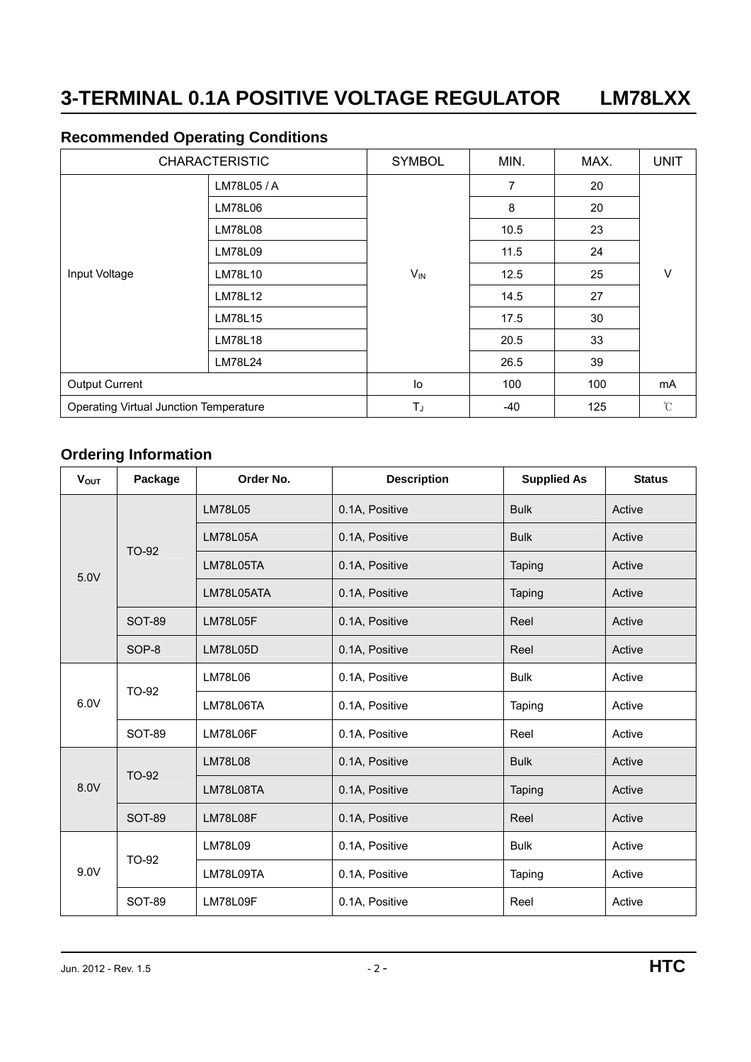# 3-TERMINAL 0.1A POSITIVE VOLTAGE REGULATOR LM78LXX

## Recommended Operating Conditions

| CHARACTERISTIC | | SYMBOL | MIN. | MAX. | UNIT |
|---|---|---|---|---|---|
| Input Voltage | LM78L05 / A | $V_{IN}$ | 7 | 20 | V |
| | LM78L06 | | 8 | 20 | |
| | LM78L08 | | 10.5 | 23 | |
| | LM78L09 | | 11.5 | 24 | |
| | LM78L10 | | 12.5 | 25 | |
| | LM78L12 | | 14.5 | 27 | |
| | LM78L15 | | 17.5 | 30 | |
| | LM78L18 | | 20.5 | 33 | |
| | LM78L24 | | 26.5 | 39 | |
| Output Current | | Io | 100 | 100 | mA |
| Operating Virtual Junction Temperature | | $T_J$ | -40 | 125 | ℃ |

## Ordering Information

| $V_{OUT}$ | Package | Order No. | Description | Supplied As | Status |
|---|---|---|---|---|---|
| 5.0V | TO-92 | LM78L05 | 0.1A, Positive | Bulk | Active |
| | | LM78L05A | 0.1A, Positive | Bulk | Active |
| | | LM78L05TA | 0.1A, Positive | Taping | Active |
| | | LM78L05ATA | 0.1A, Positive | Taping | Active |
| | SOT-89 | LM78L05F | 0.1A, Positive | Reel | Active |
| | SOP-8 | LM78L05D | 0.1A, Positive | Reel | Active |
| 6.0V | TO-92 | LM78L06 | 0.1A, Positive | Bulk | Active |
| | | LM78L06TA | 0.1A, Positive | Taping | Active |
| | SOT-89 | LM78L06F | 0.1A, Positive | Reel | Active |
| 8.0V | TO-92 | LM78L08 | 0.1A, Positive | Bulk | Active |
| | | LM78L08TA | 0.1A, Positive | Taping | Active |
| | SOT-89 | LM78L08F | 0.1A, Positive | Reel | Active |
| 9.0V | TO-92 | LM78L09 | 0.1A, Positive | Bulk | Active |
| | | LM78L09TA | 0.1A, Positive | Taping | Active |
| | SOT-89 | LM78L09F | 0.1A, Positive | Reel | Active |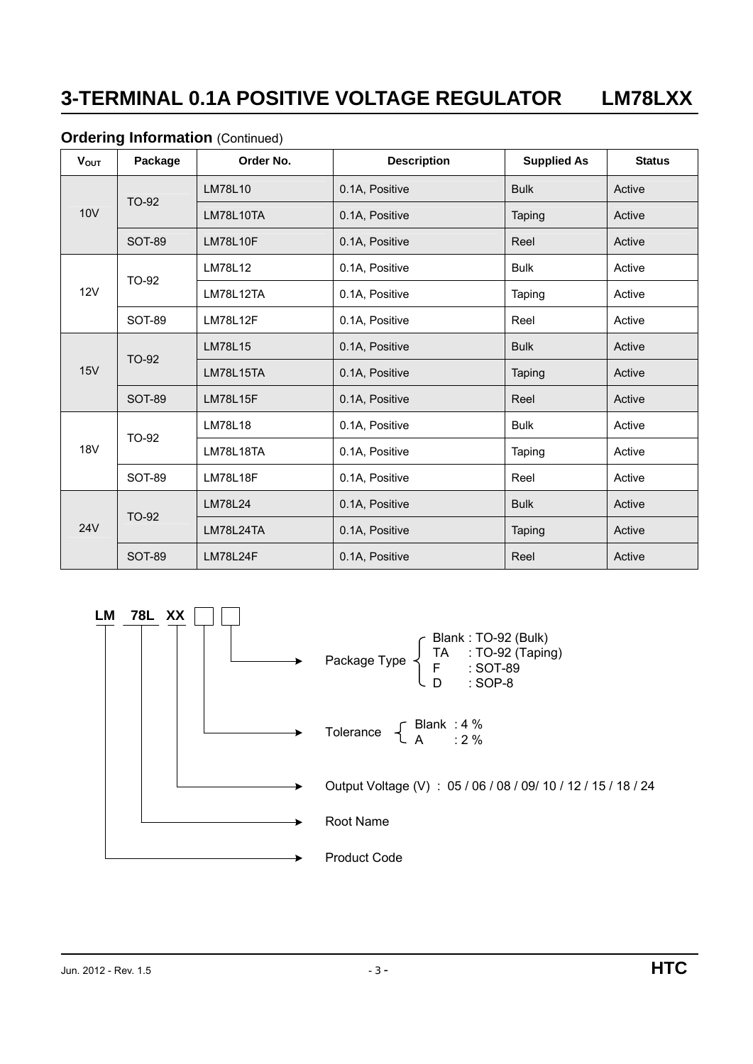## Ordering Information (Continued)

| $V_{OUT}$ | Package | Order No. | Description | Supplied As | Status |
|---|---|---|---|---|---|
| 10V | TO-92 | LM78L10 | 0.1A, Positive | Bulk | Active |
| | | LM78L10TA | 0.1A, Positive | Taping | Active |
| | SOT-89 | LM78L10F | 0.1A, Positive | Reel | Active |
| 12V | TO-92 | LM78L12 | 0.1A, Positive | Bulk | Active |
| | | LM78L12TA | 0.1A, Positive | Taping | Active |
| | SOT-89 | LM78L12F | 0.1A, Positive | Reel | Active |
| 15V | TO-92 | LM78L15 | 0.1A, Positive | Bulk | Active |
| | | LM78L15TA | 0.1A, Positive | Taping | Active |
| | SOT-89 | LM78L15F | 0.1A, Positive | Reel | Active |
| 18V | TO-92 | LM78L18 | 0.1A, Positive | Bulk | Active |
| | | LM78L18TA | 0.1A, Positive | Taping | Active |
| | SOT-89 | LM78L18F | 0.1A, Positive | Reel | Active |
| 24V | TO-92 | LM78L24 | 0.1A, Positive | Bulk | Active |
| | | LM78L24TA | 0.1A, Positive | Taping | Active |
| | SOT-89 | LM78L24F | 0.1A, Positive | Reel | Active |

**LM 78L XX** □ □

- Package Type
  - Blank : TO-92 (Bulk)
  - TA : TO-92 (Taping)
  - F : SOT-89
  - D : SOP-8
- Tolerance
  - Blank : 4 %
  - A : 2 %
- Output Voltage (V) : 05 / 06 / 08 / 09/ 10 / 12 / 15 / 18 / 24
- Root Name
- Product Code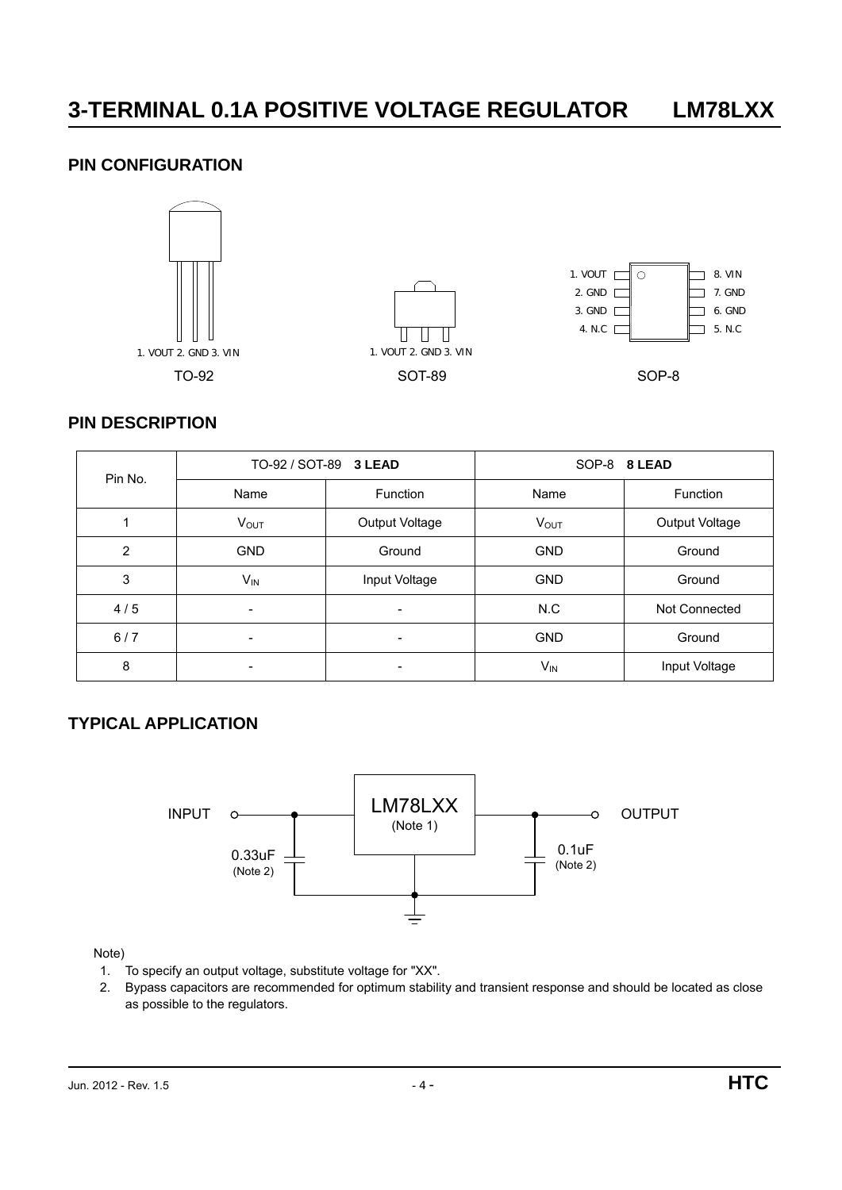# 3-TERMINAL 0.1A POSITIVE VOLTAGE REGULATOR LM78LXX

## PIN CONFIGURATION

1. VOUT 2. GND 3. VIN

TO-92

1. VOUT 2. GND 3. VIN

SOT-89

1. VOUT
2. GND
3. GND
4. N.C
5. N.C
6. GND
7. GND
8. VIN

SOP-8

## PIN DESCRIPTION

| Pin No. | TO-92 / SOT-89 **3 LEAD** | | SOP-8 **8 LEAD** | |
|---|---|---|---|---|
| | Name | Function | Name | Function |
| 1 | $V_{OUT}$ | Output Voltage | $V_{OUT}$ | Output Voltage |
| 2 | GND | Ground | GND | Ground |
| 3 | $V_{IN}$ | Input Voltage | GND | Ground |
| 4 / 5 | - | - | N.C | Not Connected |
| 6 / 7 | - | - | GND | Ground |
| 8 | - | - | $V_{IN}$ | Input Voltage |

## TYPICAL APPLICATION

INPUT — LM78LXX (Note 1) — OUTPUT

0.33uF (Note 2) 0.1uF (Note 2)

Note)

1. To specify an output voltage, substitute voltage for "XX".
2. Bypass capacitors are recommended for optimum stability and transient response and should be located as close as possible to the regulators.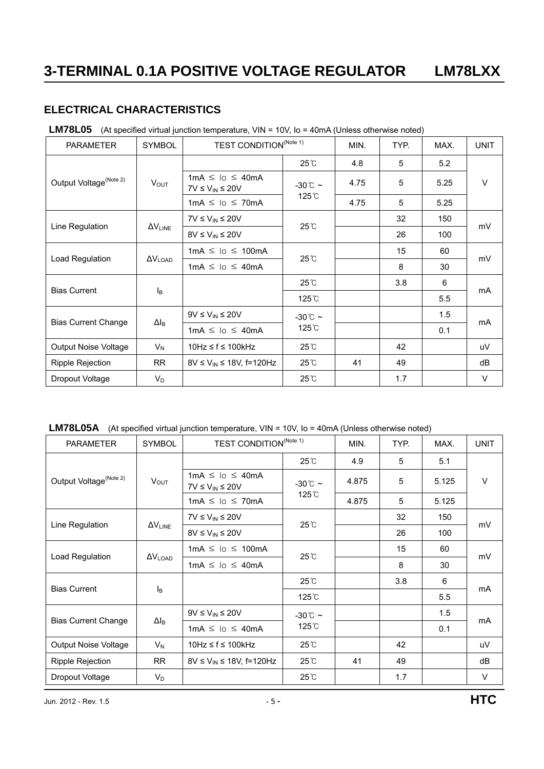## ELECTRICAL CHARACTERISTICS

**LM78L05** (At specified virtual junction temperature, VIN = 10V, Io = 40mA (Unless otherwise noted)

| PARAMETER | SYMBOL | TEST CONDITION(Note 1) | | MIN. | TYP. | MAX. | UNIT |
|---|---|---|---|---|---|---|---|
| Output Voltage(Note 2) | $V_{OUT}$ | | 25℃ | 4.8 | 5 | 5.2 | V |
| | | 1mA ≤ Io ≤ 40mA, $7V \le V_{IN} \le 20V$ | -30℃ ~ 125℃ | 4.75 | 5 | 5.25 | |
| | | 1mA ≤ Io ≤ 70mA | | 4.75 | 5 | 5.25 | |
| Line Regulation | $\Delta V_{LINE}$ | $7V \le V_{IN} \le 20V$ | 25℃ | | 32 | 150 | mV |
| | | $8V \le V_{IN} \le 20V$ | | | 26 | 100 | |
| Load Regulation | $\Delta V_{LOAD}$ | 1mA ≤ Io ≤ 100mA | 25℃ | | 15 | 60 | mV |
| | | 1mA ≤ Io ≤ 40mA | | | 8 | 30 | |
| Bias Current | $I_B$ | | 25℃ | | 3.8 | 6 | mA |
| | | | 125℃ | | | 5.5 | |
| Bias Current Change | $\Delta I_B$ | $9V \le V_{IN} \le 20V$ | -30℃ ~ 125℃ | | | 1.5 | mA |
| | | 1mA ≤ Io ≤ 40mA | | | | 0.1 | |
| Output Noise Voltage | $V_N$ | 10Hz ≤ f ≤ 100kHz | 25℃ | | 42 | | uV |
| Ripple Rejection | RR | $8V \le V_{IN} \le 18V$, f=120Hz | 25℃ | 41 | 49 | | dB |
| Dropout Voltage | $V_D$ | | 25℃ | | 1.7 | | V |

**LM78L05A** (At specified virtual junction temperature, VIN = 10V, Io = 40mA (Unless otherwise noted)

| PARAMETER | SYMBOL | TEST CONDITION(Note 1) | | MIN. | TYP. | MAX. | UNIT |
|---|---|---|---|---|---|---|---|
| Output Voltage(Note 2) | $V_{OUT}$ | | 25℃ | 4.9 | 5 | 5.1 | V |
| | | 1mA ≤ Io ≤ 40mA, $7V \le V_{IN} \le 20V$ | -30℃ ~ 125℃ | 4.875 | 5 | 5.125 | |
| | | 1mA ≤ Io ≤ 70mA | | 4.875 | 5 | 5.125 | |
| Line Regulation | $\Delta V_{LINE}$ | $7V \le V_{IN} \le 20V$ | 25℃ | | 32 | 150 | mV |
| | | $8V \le V_{IN} \le 20V$ | | | 26 | 100 | |
| Load Regulation | $\Delta V_{LOAD}$ | 1mA ≤ Io ≤ 100mA | 25℃ | | 15 | 60 | mV |
| | | 1mA ≤ Io ≤ 40mA | | | 8 | 30 | |
| Bias Current | $I_B$ | | 25℃ | | 3.8 | 6 | mA |
| | | | 125℃ | | | 5.5 | |
| Bias Current Change | $\Delta I_B$ | $9V \le V_{IN} \le 20V$ | -30℃ ~ 125℃ | | | 1.5 | mA |
| | | 1mA ≤ Io ≤ 40mA | | | | 0.1 | |
| Output Noise Voltage | $V_N$ | 10Hz ≤ f ≤ 100kHz | 25℃ | | 42 | | uV |
| Ripple Rejection | RR | $8V \le V_{IN} \le 18V$, f=120Hz | 25℃ | 41 | 49 | | dB |
| Dropout Voltage | $V_D$ | | 25℃ | | 1.7 | | V |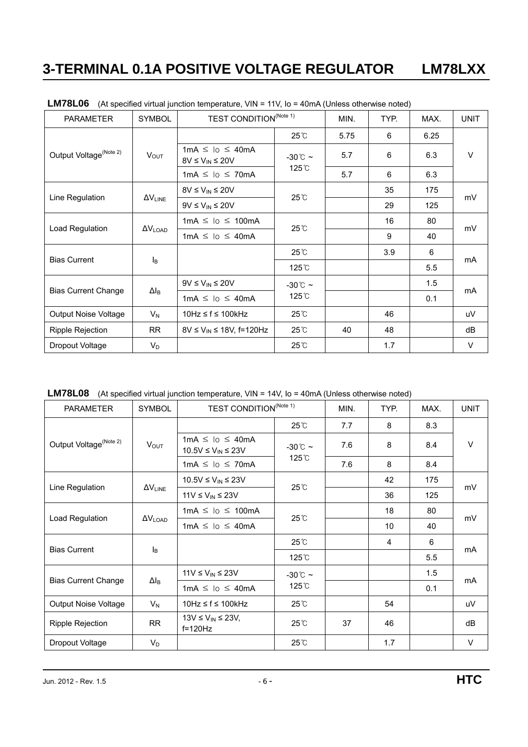**LM78L06** (At specified virtual junction temperature, VIN = 11V, Io = 40mA (Unless otherwise noted)

| PARAMETER | SYMBOL | TEST CONDITION(Note 1) | | MIN. | TYP. | MAX. | UNIT |
|---|---|---|---|---|---|---|---|
| Output Voltage(Note 2) | $V_{OUT}$ | | 25℃ | 5.75 | 6 | 6.25 | V |
| | | 1mA ≤ Io ≤ 40mA<br>8V ≤ $V_{IN}$ ≤ 20V | -30℃ ~ 125℃ | 5.7 | 6 | 6.3 | |
| | | 1mA ≤ Io ≤ 70mA | | 5.7 | 6 | 6.3 | |
| Line Regulation | $\Delta V_{LINE}$ | 8V ≤ $V_{IN}$ ≤ 20V | 25℃ | | 35 | 175 | mV |
| | | 9V ≤ $V_{IN}$ ≤ 20V | | | 29 | 125 | |
| Load Regulation | $\Delta V_{LOAD}$ | 1mA ≤ Io ≤ 100mA | 25℃ | | 16 | 80 | mV |
| | | 1mA ≤ Io ≤ 40mA | | | 9 | 40 | |
| Bias Current | $I_B$ | | 25℃ | | 3.9 | 6 | mA |
| | | | 125℃ | | | 5.5 | |
| Bias Current Change | $\Delta I_B$ | 9V ≤ $V_{IN}$ ≤ 20V | -30℃ ~ 125℃ | | | 1.5 | mA |
| | | 1mA ≤ Io ≤ 40mA | | | | 0.1 | |
| Output Noise Voltage | $V_N$ | 10Hz ≤ f ≤ 100kHz | 25℃ | | 46 | | uV |
| Ripple Rejection | RR | 8V ≤ $V_{IN}$ ≤ 18V, f=120Hz | 25℃ | 40 | 48 | | dB |
| Dropout Voltage | $V_D$ | | 25℃ | | 1.7 | | V |

**LM78L08** (At specified virtual junction temperature, VIN = 14V, Io = 40mA (Unless otherwise noted)

| PARAMETER | SYMBOL | TEST CONDITION(Note 1) | | MIN. | TYP. | MAX. | UNIT |
|---|---|---|---|---|---|---|---|
| Output Voltage(Note 2) | $V_{OUT}$ | | 25℃ | 7.7 | 8 | 8.3 | V |
| | | 1mA ≤ Io ≤ 40mA<br>10.5V ≤ $V_{IN}$ ≤ 23V | -30℃ ~ 125℃ | 7.6 | 8 | 8.4 | |
| | | 1mA ≤ Io ≤ 70mA | | 7.6 | 8 | 8.4 | |
| Line Regulation | $\Delta V_{LINE}$ | 10.5V ≤ $V_{IN}$ ≤ 23V | 25℃ | | 42 | 175 | mV |
| | | 11V ≤ $V_{IN}$ ≤ 23V | | | 36 | 125 | |
| Load Regulation | $\Delta V_{LOAD}$ | 1mA ≤ Io ≤ 100mA | 25℃ | | 18 | 80 | mV |
| | | 1mA ≤ Io ≤ 40mA | | | 10 | 40 | |
| Bias Current | $I_B$ | | 25℃ | | 4 | 6 | mA |
| | | | 125℃ | | | 5.5 | |
| Bias Current Change | $\Delta I_B$ | 11V ≤ $V_{IN}$ ≤ 23V | -30℃ ~ 125℃ | | | 1.5 | mA |
| | | 1mA ≤ Io ≤ 40mA | | | | 0.1 | |
| Output Noise Voltage | $V_N$ | 10Hz ≤ f ≤ 100kHz | 25℃ | | 54 | | uV |
| Ripple Rejection | RR | 13V ≤ $V_{IN}$ ≤ 23V, f=120Hz | 25℃ | 37 | 46 | | dB |
| Dropout Voltage | $V_D$ | | 25℃ | | 1.7 | | V |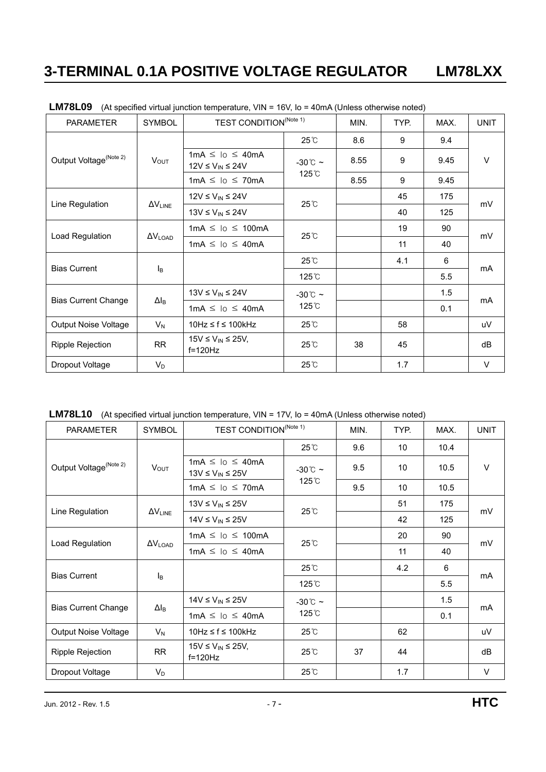# 3-TERMINAL 0.1A POSITIVE VOLTAGE REGULATOR LM78LXX

**LM78L09** (At specified virtual junction temperature, VIN = 16V, Io = 40mA (Unless otherwise noted)

| PARAMETER | SYMBOL | TEST CONDITION(Note 1) | | MIN. | TYP. | MAX. | UNIT |
|---|---|---|---|---|---|---|---|
| Output Voltage(Note 2) | $V_{OUT}$ | | 25℃ | 8.6 | 9 | 9.4 | V |
| | | 1mA ≤ Io ≤ 40mA<br>12V ≤ $V_{IN}$ ≤ 24V | -30℃ ~ 125℃ | 8.55 | 9 | 9.45 | |
| | | 1mA ≤ Io ≤ 70mA | | 8.55 | 9 | 9.45 | |
| Line Regulation | $\Delta V_{LINE}$ | 12V ≤ $V_{IN}$ ≤ 24V | 25℃ | | 45 | 175 | mV |
| | | 13V ≤ $V_{IN}$ ≤ 24V | | | 40 | 125 | |
| Load Regulation | $\Delta V_{LOAD}$ | 1mA ≤ Io ≤ 100mA | 25℃ | | 19 | 90 | mV |
| | | 1mA ≤ Io ≤ 40mA | | | 11 | 40 | |
| Bias Current | $I_B$ | | 25℃ | | 4.1 | 6 | mA |
| | | | 125℃ | | | 5.5 | |
| Bias Current Change | $\Delta I_B$ | 13V ≤ $V_{IN}$ ≤ 24V | -30℃ ~ 125℃ | | | 1.5 | mA |
| | | 1mA ≤ Io ≤ 40mA | | | | 0.1 | |
| Output Noise Voltage | $V_N$ | 10Hz ≤ f ≤ 100kHz | 25℃ | | 58 | | uV |
| Ripple Rejection | RR | 15V ≤ $V_{IN}$ ≤ 25V,<br>f=120Hz | 25℃ | 38 | 45 | | dB |
| Dropout Voltage | $V_D$ | | 25℃ | | 1.7 | | V |

**LM78L10** (At specified virtual junction temperature, VIN = 17V, Io = 40mA (Unless otherwise noted)

| PARAMETER | SYMBOL | TEST CONDITION(Note 1) | | MIN. | TYP. | MAX. | UNIT |
|---|---|---|---|---|---|---|---|
| Output Voltage(Note 2) | $V_{OUT}$ | | 25℃ | 9.6 | 10 | 10.4 | V |
| | | 1mA ≤ Io ≤ 40mA<br>13V ≤ $V_{IN}$ ≤ 25V | -30℃ ~ 125℃ | 9.5 | 10 | 10.5 | |
| | | 1mA ≤ Io ≤ 70mA | | 9.5 | 10 | 10.5 | |
| Line Regulation | $\Delta V_{LINE}$ | 13V ≤ $V_{IN}$ ≤ 25V | 25℃ | | 51 | 175 | mV |
| | | 14V ≤ $V_{IN}$ ≤ 25V | | | 42 | 125 | |
| Load Regulation | $\Delta V_{LOAD}$ | 1mA ≤ Io ≤ 100mA | 25℃ | | 20 | 90 | mV |
| | | 1mA ≤ Io ≤ 40mA | | | 11 | 40 | |
| Bias Current | $I_B$ | | 25℃ | | 4.2 | 6 | mA |
| | | | 125℃ | | | 5.5 | |
| Bias Current Change | $\Delta I_B$ | 14V ≤ $V_{IN}$ ≤ 25V | -30℃ ~ 125℃ | | | 1.5 | mA |
| | | 1mA ≤ Io ≤ 40mA | | | | 0.1 | |
| Output Noise Voltage | $V_N$ | 10Hz ≤ f ≤ 100kHz | 25℃ | | 62 | | uV |
| Ripple Rejection | RR | 15V ≤ $V_{IN}$ ≤ 25V,<br>f=120Hz | 25℃ | 37 | 44 | | dB |
| Dropout Voltage | $V_D$ | | 25℃ | | 1.7 | | V |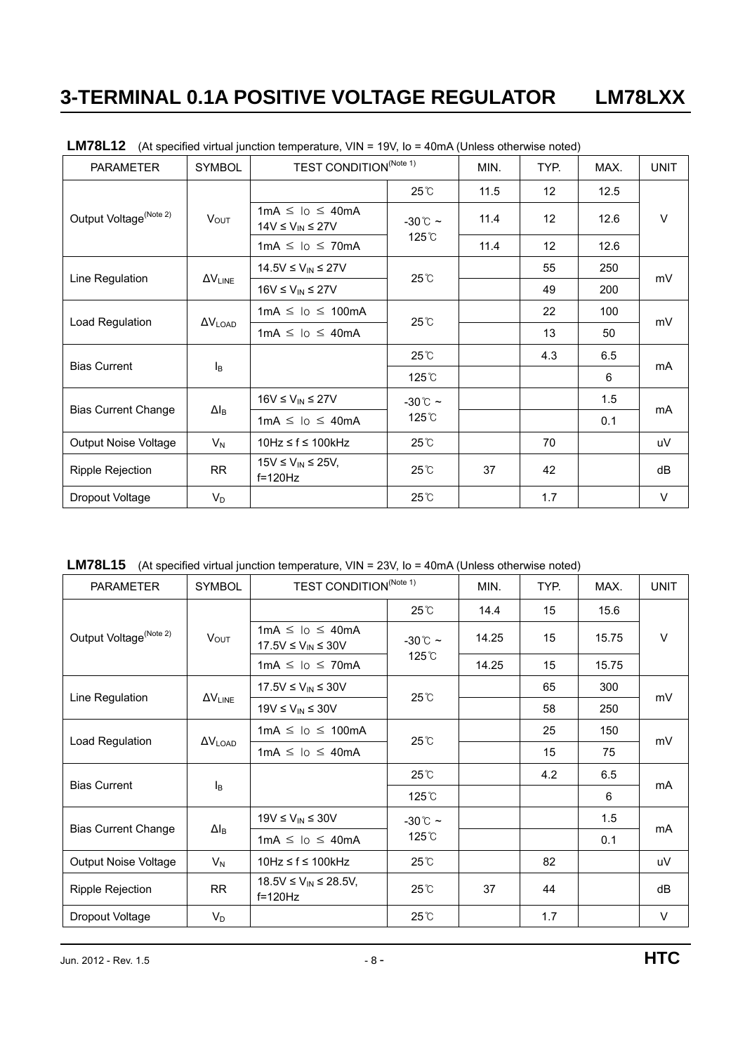**LM78L12** (At specified virtual junction temperature, VIN = 19V, Io = 40mA (Unless otherwise noted)

| PARAMETER | SYMBOL | TEST CONDITION(Note 1) | | MIN. | TYP. | MAX. | UNIT |
|---|---|---|---|---|---|---|---|
| Output Voltage(Note 2) | $V_{OUT}$ | | 25℃ | 11.5 | 12 | 12.5 | V |
| | | 1mA ≤ Io ≤ 40mA 14V ≤ $V_{IN}$ ≤ 27V | -30℃ ~ 125℃ | 11.4 | 12 | 12.6 | |
| | | 1mA ≤ Io ≤ 70mA | | 11.4 | 12 | 12.6 | |
| Line Regulation | $\Delta V_{LINE}$ | 14.5V ≤ $V_{IN}$ ≤ 27V | 25℃ | | 55 | 250 | mV |
| | | 16V ≤ $V_{IN}$ ≤ 27V | | | 49 | 200 | |
| Load Regulation | $\Delta V_{LOAD}$ | 1mA ≤ Io ≤ 100mA | 25℃ | | 22 | 100 | mV |
| | | 1mA ≤ Io ≤ 40mA | | | 13 | 50 | |
| Bias Current | $I_B$ | | 25℃ | | 4.3 | 6.5 | mA |
| | | | 125℃ | | | 6 | |
| Bias Current Change | $\Delta I_B$ | 16V ≤ $V_{IN}$ ≤ 27V | -30℃ ~ 125℃ | | | 1.5 | mA |
| | | 1mA ≤ Io ≤ 40mA | | | | 0.1 | |
| Output Noise Voltage | $V_N$ | 10Hz ≤ f ≤ 100kHz | 25℃ | | 70 | | uV |
| Ripple Rejection | RR | 15V ≤ $V_{IN}$ ≤ 25V, f=120Hz | 25℃ | 37 | 42 | | dB |
| Dropout Voltage | $V_D$ | | 25℃ | | 1.7 | | V |

**LM78L15** (At specified virtual junction temperature, VIN = 23V, Io = 40mA (Unless otherwise noted)

| PARAMETER | SYMBOL | TEST CONDITION(Note 1) | | MIN. | TYP. | MAX. | UNIT |
|---|---|---|---|---|---|---|---|
| Output Voltage(Note 2) | $V_{OUT}$ | | 25℃ | 14.4 | 15 | 15.6 | V |
| | | 1mA ≤ Io ≤ 40mA 17.5V ≤ $V_{IN}$ ≤ 30V | -30℃ ~ 125℃ | 14.25 | 15 | 15.75 | |
| | | 1mA ≤ Io ≤ 70mA | | 14.25 | 15 | 15.75 | |
| Line Regulation | $\Delta V_{LINE}$ | 17.5V ≤ $V_{IN}$ ≤ 30V | 25℃ | | 65 | 300 | mV |
| | | 19V ≤ $V_{IN}$ ≤ 30V | | | 58 | 250 | |
| Load Regulation | $\Delta V_{LOAD}$ | 1mA ≤ Io ≤ 100mA | 25℃ | | 25 | 150 | mV |
| | | 1mA ≤ Io ≤ 40mA | | | 15 | 75 | |
| Bias Current | $I_B$ | | 25℃ | | 4.2 | 6.5 | mA |
| | | | 125℃ | | | 6 | |
| Bias Current Change | $\Delta I_B$ | 19V ≤ $V_{IN}$ ≤ 30V | -30℃ ~ 125℃ | | | 1.5 | mA |
| | | 1mA ≤ Io ≤ 40mA | | | | 0.1 | |
| Output Noise Voltage | $V_N$ | 10Hz ≤ f ≤ 100kHz | 25℃ | | 82 | | uV |
| Ripple Rejection | RR | 18.5V ≤ $V_{IN}$ ≤ 28.5V, f=120Hz | 25℃ | 37 | 44 | | dB |
| Dropout Voltage | $V_D$ | | 25℃ | | 1.7 | | V |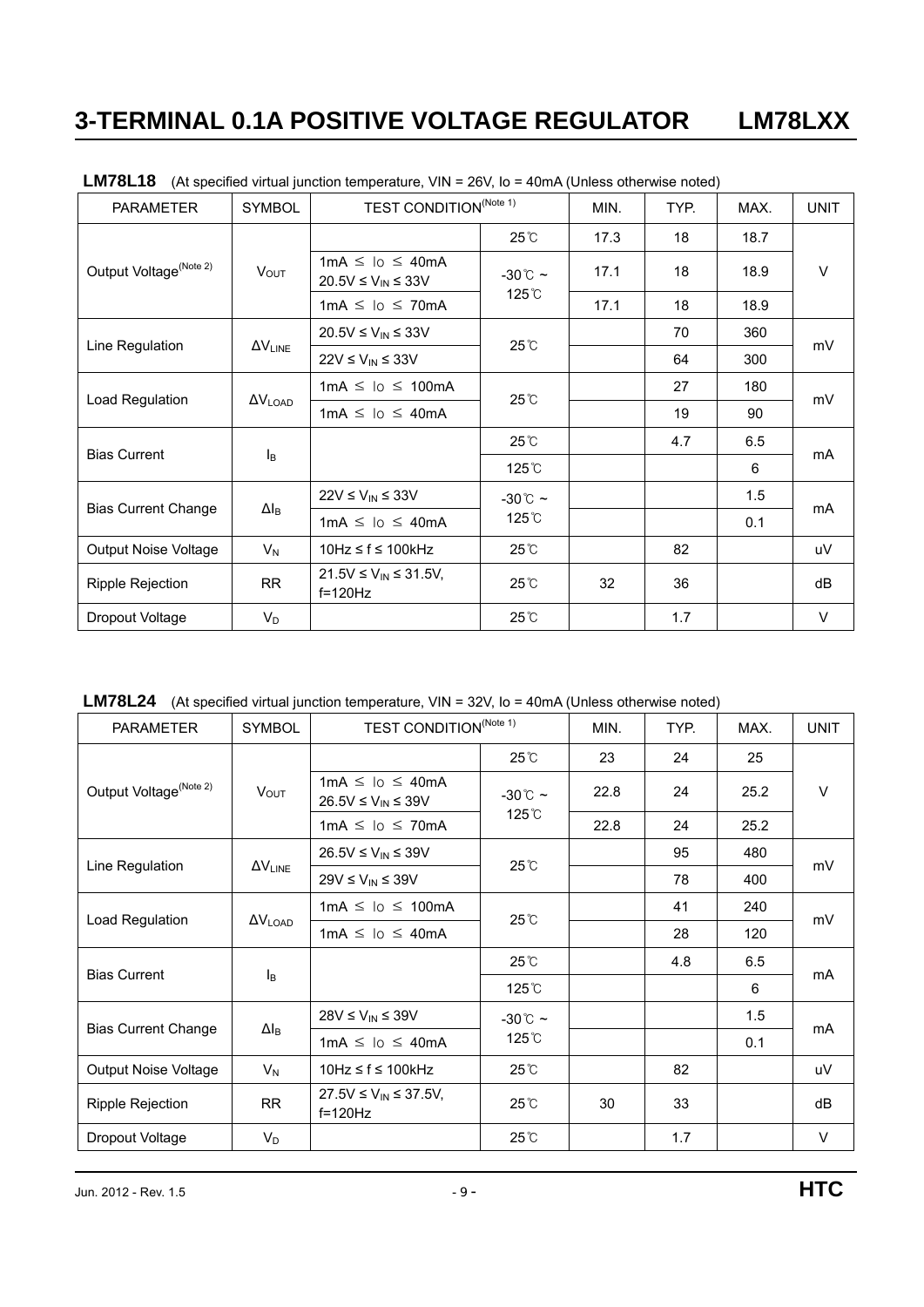**LM78L18** (At specified virtual junction temperature, VIN = 26V, Io = 40mA (Unless otherwise noted)

| PARAMETER | SYMBOL | TEST CONDITION (Note 1) | | MIN. | TYP. | MAX. | UNIT |
|---|---|---|---|---|---|---|---|
| Output Voltage (Note 2) | $V_{OUT}$ | | 25℃ | 17.3 | 18 | 18.7 | V |
| | | 1mA ≤ Io ≤ 40mA 20.5V ≤ $V_{IN}$ ≤ 33V | -30℃ ~ 125℃ | 17.1 | 18 | 18.9 | |
| | | 1mA ≤ Io ≤ 70mA | | 17.1 | 18 | 18.9 | |
| Line Regulation | $\Delta V_{LINE}$ | 20.5V ≤ $V_{IN}$ ≤ 33V | 25℃ | | 70 | 360 | mV |
| | | 22V ≤ $V_{IN}$ ≤ 33V | | | 64 | 300 | |
| Load Regulation | $\Delta V_{LOAD}$ | 1mA ≤ Io ≤ 100mA | 25℃ | | 27 | 180 | mV |
| | | 1mA ≤ Io ≤ 40mA | | | 19 | 90 | |
| Bias Current | $I_B$ | | 25℃ | | 4.7 | 6.5 | mA |
| | | | 125℃ | | | 6 | |
| Bias Current Change | $\Delta I_B$ | 22V ≤ $V_{IN}$ ≤ 33V | -30℃ ~ 125℃ | | | 1.5 | mA |
| | | 1mA ≤ Io ≤ 40mA | | | | 0.1 | |
| Output Noise Voltage | $V_N$ | 10Hz ≤ f ≤ 100kHz | 25℃ | | 82 | | uV |
| Ripple Rejection | RR | 21.5V ≤ $V_{IN}$ ≤ 31.5V, f=120Hz | 25℃ | 32 | 36 | | dB |
| Dropout Voltage | $V_D$ | | 25℃ | | 1.7 | | V |

**LM78L24** (At specified virtual junction temperature, VIN = 32V, Io = 40mA (Unless otherwise noted)

| PARAMETER | SYMBOL | TEST CONDITION (Note 1) | | MIN. | TYP. | MAX. | UNIT |
|---|---|---|---|---|---|---|---|
| Output Voltage (Note 2) | $V_{OUT}$ | | 25℃ | 23 | 24 | 25 | V |
| | | 1mA ≤ Io ≤ 40mA 26.5V ≤ $V_{IN}$ ≤ 39V | -30℃ ~ 125℃ | 22.8 | 24 | 25.2 | |
| | | 1mA ≤ Io ≤ 70mA | | 22.8 | 24 | 25.2 | |
| Line Regulation | $\Delta V_{LINE}$ | 26.5V ≤ $V_{IN}$ ≤ 39V | 25℃ | | 95 | 480 | mV |
| | | 29V ≤ $V_{IN}$ ≤ 39V | | | 78 | 400 | |
| Load Regulation | $\Delta V_{LOAD}$ | 1mA ≤ Io ≤ 100mA | 25℃ | | 41 | 240 | mV |
| | | 1mA ≤ Io ≤ 40mA | | | 28 | 120 | |
| Bias Current | $I_B$ | | 25℃ | | 4.8 | 6.5 | mA |
| | | | 125℃ | | | 6 | |
| Bias Current Change | $\Delta I_B$ | 28V ≤ $V_{IN}$ ≤ 39V | -30℃ ~ 125℃ | | | 1.5 | mA |
| | | 1mA ≤ Io ≤ 40mA | | | | 0.1 | |
| Output Noise Voltage | $V_N$ | 10Hz ≤ f ≤ 100kHz | 25℃ | | 82 | | uV |
| Ripple Rejection | RR | 27.5V ≤ $V_{IN}$ ≤ 37.5V, f=120Hz | 25℃ | 30 | 33 | | dB |
| Dropout Voltage | $V_D$ | | 25℃ | | 1.7 | | V |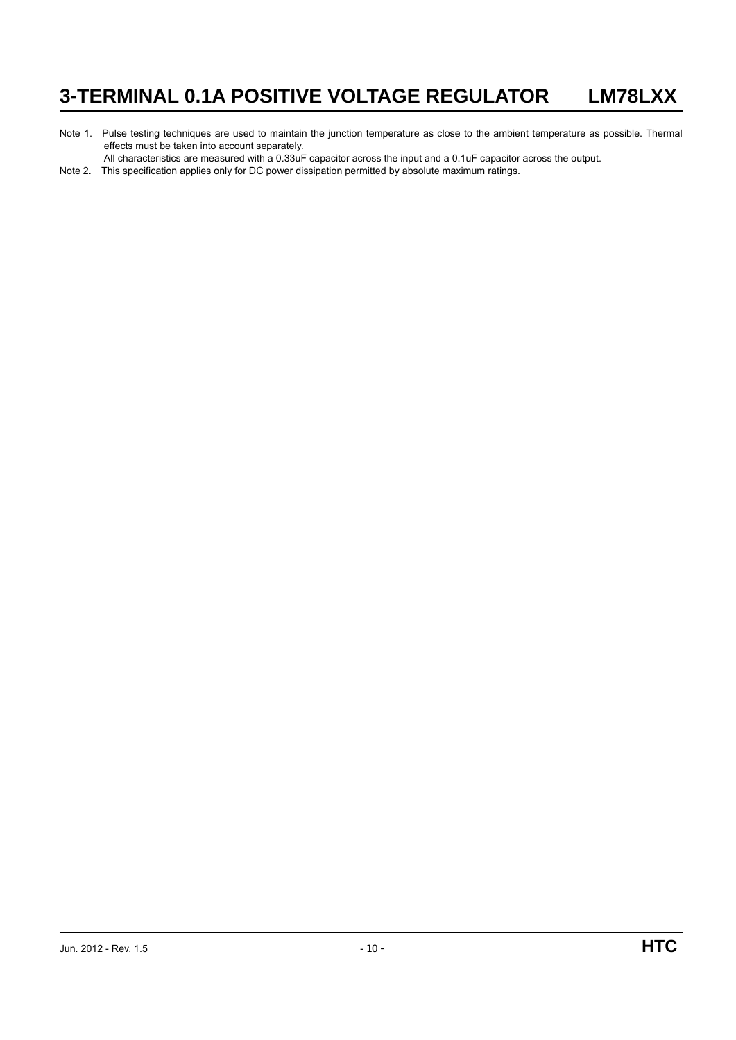Note 1. Pulse testing techniques are used to maintain the junction temperature as close to the ambient temperature as possible. Thermal effects must be taken into account separately.

All characteristics are measured with a 0.33uF capacitor across the input and a 0.1uF capacitor across the output.

Note 2. This specification applies only for DC power dissipation permitted by absolute maximum ratings.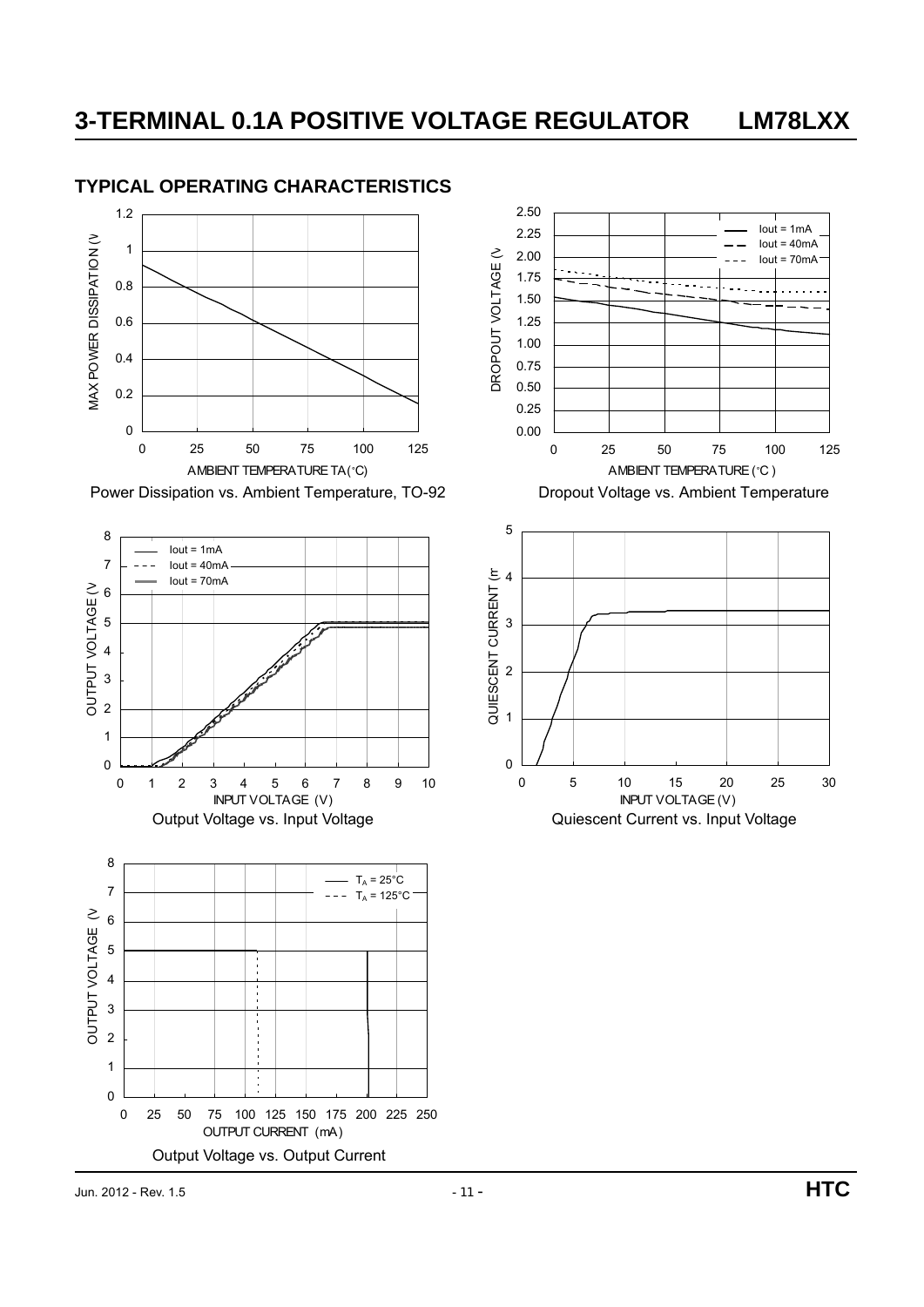## TYPICAL OPERATING CHARACTERISTICS

1.2
1
0.8
0.6
0.4
0.2
0
0 25 50 75 100 125
MAX POWER DISSIPATION (V
AMBIENT TEMPERATURE TA(°C)

Power Dissipation vs. Ambient Temperature, TO-92

2.50
2.25
2.00
1.75
1.50
1.25
1.00
0.75
0.50
0.25
0.00
0 25 50 75 100 125
DROPOUT VOLTAGE (V
AMBIENT TEMPERATURE (°C )
Iout = 1mA
Iout = 40mA
Iout = 70mA

Dropout Voltage vs. Ambient Temperature

8
7
6
5
4
3
2
1
0
0 1 2 3 4 5 6 7 8 9 10
OUTPUT VOLTAGE (V
INPUT VOLTAGE (V)
Iout = 1mA
Iout = 40mA
Iout = 70mA

Output Voltage vs. Input Voltage

5
4
3
2
1
0
0 5 10 15 20 25 30
QUIESCENT CURRENT (m
INPUT VOLTAGE (V)

Quiescent Current vs. Input Voltage

8
7
6
5
4
3
2
1
0
0 25 50 75 100 125 150 175 200 225 250
OUTPUT VOLTAGE (V
OUTPUT CURRENT (mA)
$T_A$ = 25°C
$T_A$ = 125°C

Output Voltage vs. Output Current